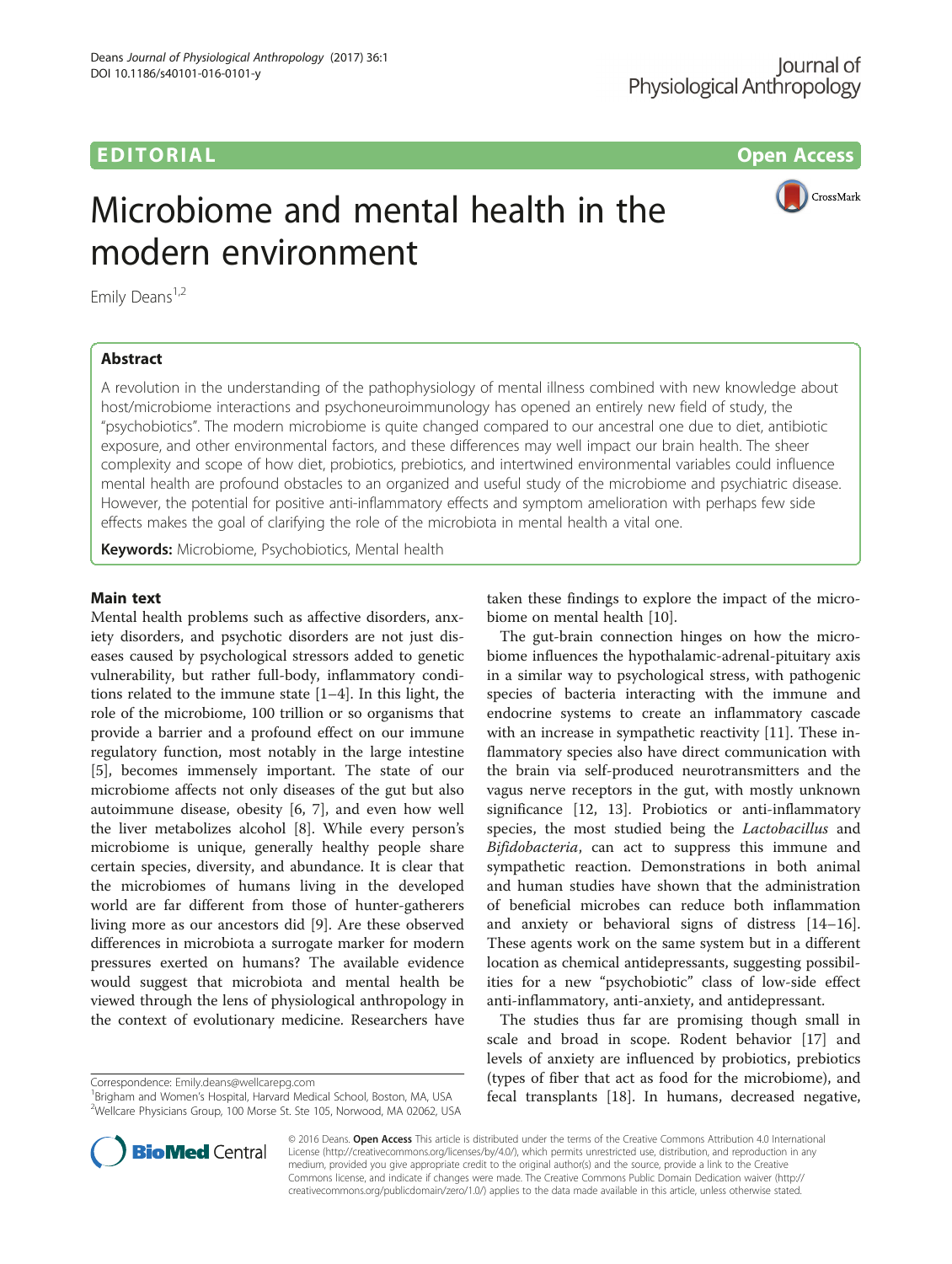# EDITORIAL

# Microbiome and mental health in the modern environment

Emily Deans[1,2]

## Abstract

A revolution in the understanding of the pathophysiology of mental illness combined with new knowledge about host/microbiome interactions and psychoneuroimmunology has opened an entirely new field of study, the "psychobiotics". The modern microbiome is quite changed compared to our ancestral one due to diet, antibiotic exposure, and other environmental factors, and these differences may well impact our brain health. The sheer complexity and scope of how diet, probiotics, prebiotics, and intertwined environmental variables could influence mental health are profound obstacles to an organized and useful study of the microbiome and psychiatric disease. However, the potential for positive anti-inflammatory effects and symptom amelioration with perhaps few side effects makes the goal of clarifying the role of the microbiota in mental health a vital one.

**Keywords:** Microbiome, Psychobiotics, Mental health

## Main text

Mental health problems such as affective disorders, anxiety disorders, and psychotic disorders are not just diseases caused by psychological stressors added to genetic vulnerability, but rather full-body, inflammatory conditions related to the immune state [1–4]. In this light, the role of the microbiome, 100 trillion or so organisms that provide a barrier and a profound effect on our immune regulatory function, most notably in the large intestine [5], becomes immensely important. The state of our microbiome affects not only diseases of the gut but also autoimmune disease, obesity [6, 7], and even how well the liver metabolizes alcohol [8]. While every person's microbiome is unique, generally healthy people share certain species, diversity, and abundance. It is clear that the microbiomes of humans living in the developed world are far different from those of hunter-gatherers living more as our ancestors did [9]. Are these observed differences in microbiota a surrogate marker for modern pressures exerted on humans? The available evidence would suggest that microbiota and mental health be viewed through the lens of physiological anthropology in the context of evolutionary medicine. Researchers have taken these findings to explore the impact of the microbiome on mental health [10].

The gut-brain connection hinges on how the microbiome influences the hypothalamic-adrenal-pituitary axis in a similar way to psychological stress, with pathogenic species of bacteria interacting with the immune and endocrine systems to create an inflammatory cascade with an increase in sympathetic reactivity [11]. These inflammatory species also have direct communication with the brain via self-produced neurotransmitters and the vagus nerve receptors in the gut, with mostly unknown significance [12, 13]. Probiotics or anti-inflammatory species, the most studied being the *Lactobacillus* and *Bifidobacteria*, can act to suppress this immune and sympathetic reaction. Demonstrations in both animal and human studies have shown that the administration of beneficial microbes can reduce both inflammation and anxiety or behavioral signs of distress [14–16]. These agents work on the same system but in a different location as chemical antidepressants, suggesting possibilities for a new "psychobiotic" class of low-side effect anti-inflammatory, anti-anxiety, and antidepressant.

The studies thus far are promising though small in scale and broad in scope. Rodent behavior [17] and levels of anxiety are influenced by probiotics, prebiotics (types of fiber that act as food for the microbiome), and fecal transplants [18]. In humans, decreased negative,

Correspondence: Emily.deans@wellcarepg.com
[1]Brigham and Women's Hospital, Harvard Medical School, Boston, MA, USA
[2]Wellcare Physicians Group, 100 Morse St. Ste 105, Norwood, MA 02062, USA

© 2016 Deans. **Open Access** This article is distributed under the terms of the Creative Commons Attribution 4.0 International License (http://creativecommons.org/licenses/by/4.0/), which permits unrestricted use, distribution, and reproduction in any medium, provided you give appropriate credit to the original author(s) and the source, provide a link to the Creative Commons license, and indicate if changes were made. The Creative Commons Public Domain Dedication waiver (http://creativecommons.org/publicdomain/zero/1.0/) applies to the data made available in this article, unless otherwise stated.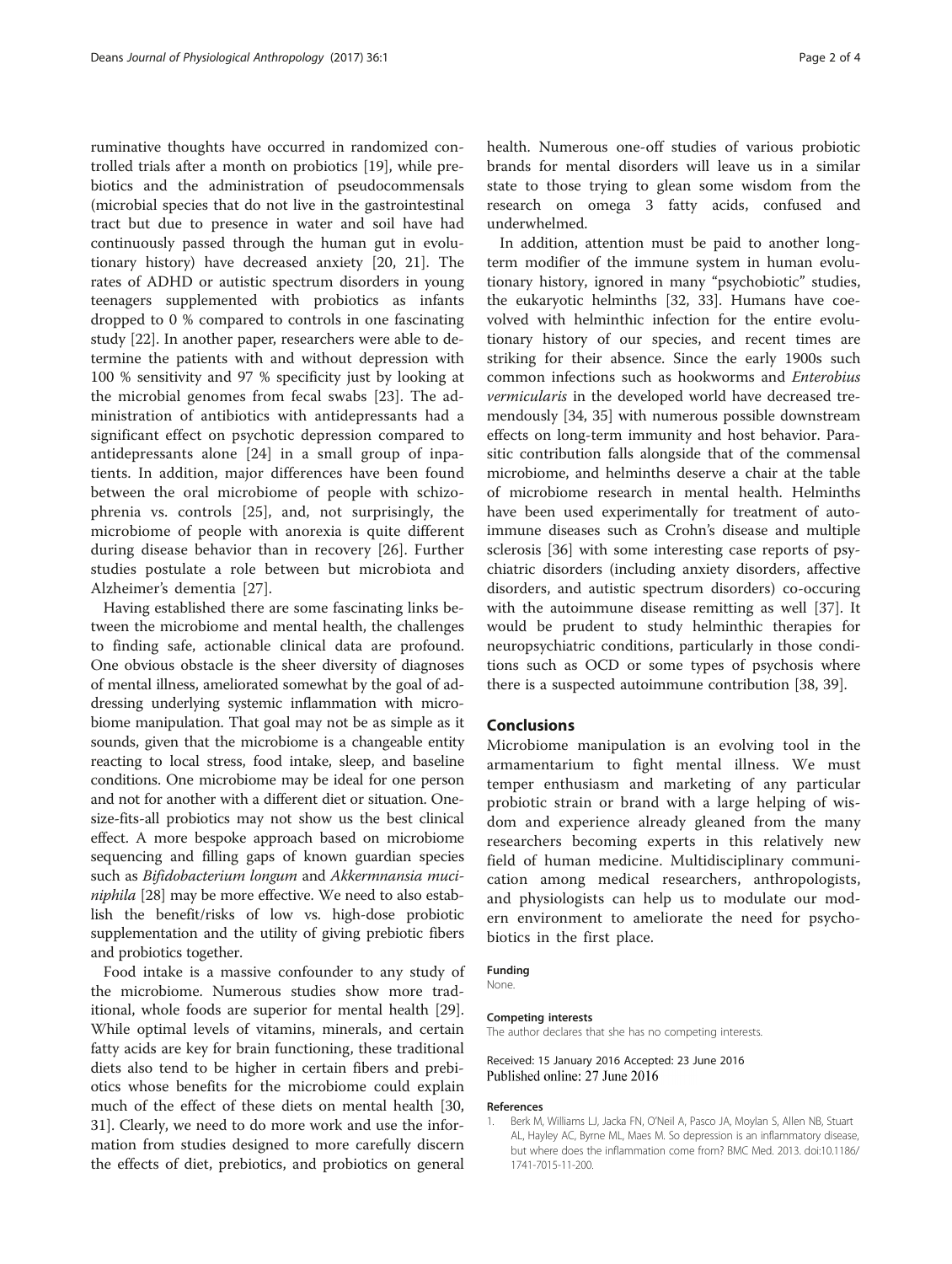ruminative thoughts have occurred in randomized controlled trials after a month on probiotics [19], while prebiotics and the administration of pseudocommensals (microbial species that do not live in the gastrointestinal tract but due to presence in water and soil have had continuously passed through the human gut in evolutionary history) have decreased anxiety [20, 21]. The rates of ADHD or autistic spectrum disorders in young teenagers supplemented with probiotics as infants dropped to 0 % compared to controls in one fascinating study [22]. In another paper, researchers were able to determine the patients with and without depression with 100 % sensitivity and 97 % specificity just by looking at the microbial genomes from fecal swabs [23]. The administration of antibiotics with antidepressants had a significant effect on psychotic depression compared to antidepressants alone [24] in a small group of inpatients. In addition, major differences have been found between the oral microbiome of people with schizophrenia vs. controls [25], and, not surprisingly, the microbiome of people with anorexia is quite different during disease behavior than in recovery [26]. Further studies postulate a role between but microbiota and Alzheimer's dementia [27].

Having established there are some fascinating links between the microbiome and mental health, the challenges to finding safe, actionable clinical data are profound. One obvious obstacle is the sheer diversity of diagnoses of mental illness, ameliorated somewhat by the goal of addressing underlying systemic inflammation with microbiome manipulation. That goal may not be as simple as it sounds, given that the microbiome is a changeable entity reacting to local stress, food intake, sleep, and baseline conditions. One microbiome may be ideal for one person and not for another with a different diet or situation. One-size-fits-all probiotics may not show us the best clinical effect. A more bespoke approach based on microbiome sequencing and filling gaps of known guardian species such as *Bifidobacterium longum* and *Akkermnansia muciniphila* [28] may be more effective. We need to also establish the benefit/risks of low vs. high-dose probiotic supplementation and the utility of giving prebiotic fibers and probiotics together.

Food intake is a massive confounder to any study of the microbiome. Numerous studies show more traditional, whole foods are superior for mental health [29]. While optimal levels of vitamins, minerals, and certain fatty acids are key for brain functioning, these traditional diets also tend to be higher in certain fibers and prebiotics whose benefits for the microbiome could explain much of the effect of these diets on mental health [30, 31]. Clearly, we need to do more work and use the information from studies designed to more carefully discern the effects of diet, prebiotics, and probiotics on general health. Numerous one-off studies of various probiotic brands for mental disorders will leave us in a similar state to those trying to glean some wisdom from the research on omega 3 fatty acids, confused and underwhelmed.

In addition, attention must be paid to another long-term modifier of the immune system in human evolutionary history, ignored in many "psychobiotic" studies, the eukaryotic helminths [32, 33]. Humans have coevolved with helminthic infection for the entire evolutionary history of our species, and recent times are striking for their absence. Since the early 1900s such common infections such as hookworms and *Enterobius vermicularis* in the developed world have decreased tremendously [34, 35] with numerous possible downstream effects on long-term immunity and host behavior. Parasitic contribution falls alongside that of the commensal microbiome, and helminths deserve a chair at the table of microbiome research in mental health. Helminths have been used experimentally for treatment of autoimmune diseases such as Crohn's disease and multiple sclerosis [36] with some interesting case reports of psychiatric disorders (including anxiety disorders, affective disorders, and autistic spectrum disorders) co-occuring with the autoimmune disease remitting as well [37]. It would be prudent to study helminthic therapies for neuropsychiatric conditions, particularly in those conditions such as OCD or some types of psychosis where there is a suspected autoimmune contribution [38, 39].

## Conclusions

Microbiome manipulation is an evolving tool in the armamentarium to fight mental illness. We must temper enthusiasm and marketing of any particular probiotic strain or brand with a large helping of wisdom and experience already gleaned from the many researchers becoming experts in this relatively new field of human medicine. Multidisciplinary communication among medical researchers, anthropologists, and physiologists can help us to modulate our modern environment to ameliorate the need for psychobiotics in the first place.

#### Funding

None.

#### Competing interests

The author declares that she has no competing interests.

Received: 15 January 2016 Accepted: 23 June 2016
Published online: 27 June 2016

#### References

1. Berk M, Williams LJ, Jacka FN, O'Neil A, Pasco JA, Moylan S, Allen NB, Stuart AL, Hayley AC, Byrne ML, Maes M. So depression is an inflammatory disease, but where does the inflammation come from? BMC Med. 2013. doi:10.1186/1741-7015-11-200.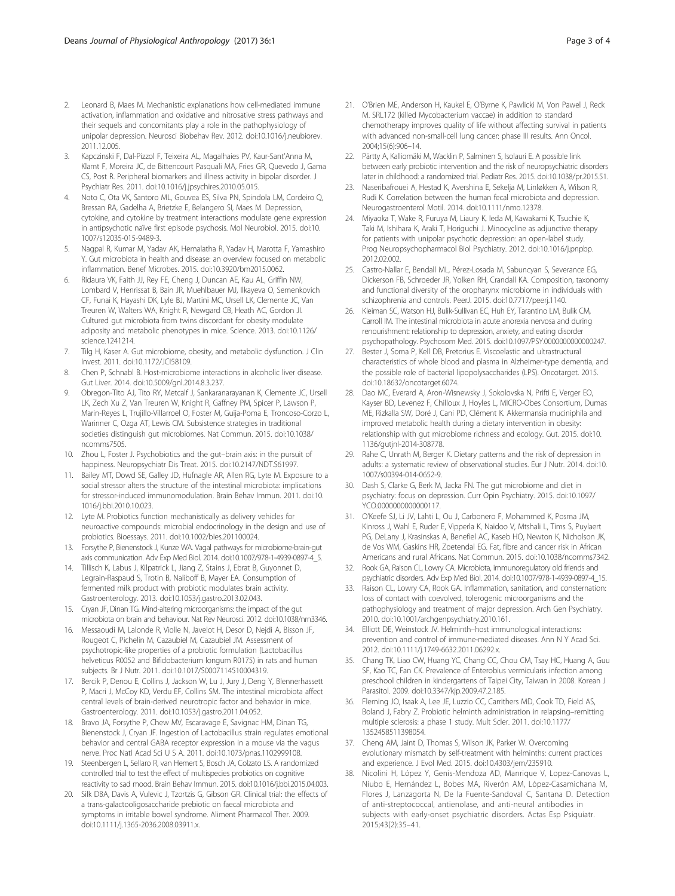2. Leonard B, Maes M. Mechanistic explanations how cell-mediated immune activation, inflammation and oxidative and nitrosative stress pathways and their sequels and concomitants play a role in the pathophysiology of unipolar depression. Neurosci Biobehav Rev. 2012. doi:10.1016/j.neubiorev.2011.12.005.
3. Kapczinski F, Dal-Pizzol F, Teixeira AL, Magalhaies PV, Kaur-Sant'Anna M, Klamt F, Moreira JC, de Bittencourt Pasquali MA, Fries GR, Quevedo J, Gama CS, Post R. Peripheral biomarkers and illness activity in bipolar disorder. J Psychiatr Res. 2011. doi:10.1016/j.jpsychires.2010.05.015.
4. Noto C, Ota VK, Santoro ML, Gouvea ES, Silva PN, Spindola LM, Cordeiro Q, Bressan RA, Gadelha A, Brietzke E, Belangero SI, Maes M. Depression, cytokine, and cytokine by treatment interactions modulate gene expression in antipsychotic naïve first episode psychosis. Mol Neurobiol. 2015. doi:10.1007/s12035-015-9489-3.
5. Nagpal R, Kumar M, Yadav AK, Hemalatha R, Yadav H, Marotta F, Yamashiro Y. Gut microbiota in health and disease: an overview focused on metabolic inflammation. Benef Microbes. 2015. doi:10.3920/bm2015.0062.
6. Ridaura VK, Faith JJ, Rey FE, Cheng J, Duncan AE, Kau AL, Griffin NW, Lombard V, Henrissat B, Bain JR, Muehlbauer MJ, Ilkayeva O, Semenkovich CF, Funai K, Hayashi DK, Lyle BJ, Martini MC, Ursell LK, Clemente JC, Van Treuren W, Walters WA, Knight R, Newgard CB, Heath AC, Gordon JI. Cultured gut microbiota from twins discordant for obesity modulate adiposity and metabolic phenotypes in mice. Science. 2013. doi:10.1126/science.1241214.
7. Tilg H, Kaser A. Gut microbiome, obesity, and metabolic dysfunction. J Clin Invest. 2011. doi:10.1172/JCI58109.
8. Chen P, Schnabl B. Host-microbiome interactions in alcoholic liver disease. Gut Liver. 2014. doi:10.5009/gnl.2014.8.3.237.
9. Obregon-Tito AJ, Tito RY, Metcalf J, Sankaranarayanan K, Clemente JC, Ursell LK, Zech Xu Z, Van Treuren W, Knight R, Gaffney PM, Spicer P, Lawson P, Marin-Reyes L, Trujillo-Villarroel O, Foster M, Guija-Poma E, Troncoso-Corzo L, Warinner C, Ozga AT, Lewis CM. Subsistence strategies in traditional societies distinguish gut microbiomes. Nat Commun. 2015. doi:10.1038/ncomms7505.
10. Zhou L, Foster J. Psychobiotics and the gut–brain axis: in the pursuit of happiness. Neuropsychiatr Dis Treat. 2015. doi:10.2147/NDT.S61997.
11. Bailey MT, Dowd SE, Galley JD, Hufnagle AR, Allen RG, Lyte M. Exposure to a social stressor alters the structure of the intestinal microbiota: implications for stressor-induced immunomodulation. Brain Behav Immun. 2011. doi:10.1016/j.bbi.2010.10.023.
12. Lyte M. Probiotics function mechanistically as delivery vehicles for neuroactive compounds: microbial endocrinology in the design and use of probiotics. Bioessays. 2011. doi:10.1002/bies.201100024.
13. Forsythe P, Bienenstock J, Kunze WA. Vagal pathways for microbiome-brain-gut axis communication. Adv Exp Med Biol. 2014. doi:10.1007/978-1-4939-0897-4_5.
14. Tillisch K, Labus J, Kilpatrick L, Jiang Z, Stains J, Ebrat B, Guyonnet D, Legrain-Raspaud S, Trotin B, Naliboff B, Mayer EA. Consumption of fermented milk product with probiotic modulates brain activity. Gastroenterology. 2013. doi:10.1053/j.gastro.2013.02.043.
15. Cryan JF, Dinan TG. Mind-altering microorganisms: the impact of the gut microbiota on brain and behaviour. Nat Rev Neurosci. 2012. doi:10.1038/nrn3346.
16. Messaoudi M, Lalonde R, Violle N, Javelot H, Desor D, Nejdi A, Bisson JF, Rougeot C, Pichelin M, Cazaubiel M, Cazaubiel JM. Assessment of psychotropic-like properties of a probiotic formulation (Lactobacillus helveticus R0052 and Bifidobacterium longum R0175) in rats and human subjects. Br J Nutr. 2011. doi:10.1017/S0007114510004319.
17. Bercik P, Denou E, Collins J, Jackson W, Lu J, Jury J, Deng Y, Blennerhassett P, Macri J, McCoy KD, Verdu EF, Collins SM. The intestinal microbiota affect central levels of brain-derived neurotropic factor and behavior in mice. Gastroenterology. 2011. doi:10.1053/j.gastro.2011.04.052.
18. Bravo JA, Forsythe P, Chew MV, Escaravage E, Savignac HM, Dinan TG, Bienenstock J, Cryan JF. Ingestion of Lactobacillus strain regulates emotional behavior and central GABA receptor expression in a mouse via the vagus nerve. Proc Natl Acad Sci U S A. 2011. doi:10.1073/pnas.1102999108.
19. Steenbergen L, Sellaro R, van Hemert S, Bosch JA, Colzato LS. A randomized controlled trial to test the effect of multispecies probiotics on cognitive reactivity to sad mood. Brain Behav Immun. 2015. doi:10.1016/j.bbi.2015.04.003.
20. Silk DBA, Davis A, Vulevic J, Tzortzis G, Gibson GR. Clinical trial: the effects of a trans-galactooligosaccharide prebiotic on faecal microbiota and symptoms in irritable bowel syndrome. Aliment Pharmacol Ther. 2009. doi:10.1111/j.1365-2036.2008.03911.x.
21. O'Brien ME, Anderson H, Kaukel E, O'Byrne K, Pawlicki M, Von Pawel J, Reck M. SRL172 (killed Mycobacterium vaccae) in addition to standard chemotherapy improves quality of life without affecting survival in patients with advanced non-small-cell lung cancer: phase III results. Ann Oncol. 2004;15(6):906–14.
22. Pärtty A, Kalliomäki M, Wacklin P, Salminen S, Isolauri E. A possible link between early probiotic intervention and the risk of neuropsychiatric disorders later in childhood: a randomized trial. Pediatr Res. 2015. doi:10.1038/pr.2015.51.
23. Naseribafrouei A, Hestad K, Avershina E, Sekelja M, Linløkken A, Wilson R, Rudi K. Correlation between the human fecal microbiota and depression. Neurogastroenterol Motil. 2014. doi:10.1111/nmo.12378.
24. Miyaoka T, Wake R, Furuya M, Liaury K, Ieda M, Kawakami K, Tsuchie K, Taki M, Ishihara K, Araki T, Horiguchi J. Minocycline as adjunctive therapy for patients with unipolar psychotic depression: an open-label study. Prog Neuropsychopharmacol Biol Psychiatry. 2012. doi:10.1016/j.pnpbp.2012.02.002.
25. Castro-Nallar E, Bendall ML, Pérez-Losada M, Sabuncyan S, Severance EG, Dickerson FB, Schroeder JR, Yolken RH, Crandall KA. Composition, taxonomy and functional diversity of the oropharynx microbiome in individuals with schizophrenia and controls. PeerJ. 2015. doi:10.7717/peerj.1140.
26. Kleiman SC, Watson HJ, Bulik-Sullivan EC, Huh EY, Tarantino LM, Bulik CM, Carroll IM. The intestinal microbiota in acute anorexia nervosa and during renourishment: relationship to depression, anxiety, and eating disorder psychopathology. Psychosom Med. 2015. doi:10.1097/PSY.0000000000000247.
27. Bester J, Soma P, Kell DB, Pretorius E. Viscoelastic and ultrastructural characteristics of whole blood and plasma in Alzheimer-type dementia, and the possible role of bacterial lipopolysaccharides (LPS). Oncotarget. 2015. doi:10.18632/oncotarget.6074.
28. Dao MC, Everard A, Aron-Wisnewsky J, Sokolovska N, Prifti E, Verger EO, Kayser BD, Levenez F, Chilloux J, Hoyles L, MICRO-Obes Consortium, Dumas ME, Rizkalla SW, Doré J, Cani PD, Clément K. Akkermansia muciniphila and improved metabolic health during a dietary intervention in obesity: relationship with gut microbiome richness and ecology. Gut. 2015. doi:10.1136/gutjnl-2014-308778.
29. Rahe C, Unrath M, Berger K. Dietary patterns and the risk of depression in adults: a systematic review of observational studies. Eur J Nutr. 2014. doi:10.1007/s00394-014-0652-9.
30. Dash S, Clarke G, Berk M, Jacka FN. The gut microbiome and diet in psychiatry: focus on depression. Curr Opin Psychiatry. 2015. doi:10.1097/YCO.0000000000000117.
31. O'Keefe SJ, Li JV, Lahti L, Ou J, Carbonero F, Mohammed K, Posma JM, Kinross J, Wahl E, Ruder E, Vipperla K, Naidoo V, Mtshali L, Tims S, Puylaert PG, DeLany J, Krasinskas A, Benefiel AC, Kaseb HO, Newton K, Nicholson JK, de Vos WM, Gaskins HR, Zoetendal EG. Fat, fibre and cancer risk in African Americans and rural Africans. Nat Commun. 2015. doi:10.1038/ncomms7342.
32. Rook GA, Raison CL, Lowry CA. Microbiota, immunoregulatory old friends and psychiatric disorders. Adv Exp Med Biol. 2014. doi:10.1007/978-1-4939-0897-4_15.
33. Raison CL, Lowry CA, Rook GA. Inflammation, sanitation, and consternation: loss of contact with coevolved, tolerogenic microorganisms and the pathophysiology and treatment of major depression. Arch Gen Psychiatry. 2010. doi:10.1001/archgenpsychiatry.2010.161.
34. Elliott DE, Weinstock JV. Helminth–host immunological interactions: prevention and control of immune-mediated diseases. Ann N Y Acad Sci. 2012. doi:10.1111/j.1749-6632.2011.06292.x.
35. Chang TK, Liao CW, Huang YC, Chang CC, Chou CM, Tsay HC, Huang A, Guu SF, Kao TC, Fan CK. Prevalence of Enterobius vermicularis infection among preschool children in kindergartens of Taipei City, Taiwan in 2008. Korean J Parasitol. 2009. doi:10.3347/kjp.2009.47.2.185.
36. Fleming JO, Isaak A, Lee JE, Luzzio CC, Carrithers MD, Cook TD, Field AS, Boland J, Fabry Z. Probiotic helminth administration in relapsing–remitting multiple sclerosis: a phase 1 study. Mult Scler. 2011. doi:10.1177/1352458511398054.
37. Cheng AM, Jaint D, Thomas S, Wilson JK, Parker W. Overcoming evolutionary mismatch by self-treatment with helminths: current practices and experience. J Evol Med. 2015. doi:10.4303/jem/235910.
38. Nicolini H, López Y, Genis-Mendoza AD, Manrique V, Lopez-Canovas L, Niubo E, Hernández L, Bobes MA, Riverón AM, López-Casamichana M, Flores J, Lanzagorta N, De la Fuente-Sandoval C, Santana D. Detection of anti-streptococcal, antienolase, and anti-neural antibodies in subjects with early-onset psychiatric disorders. Actas Esp Psiquiatr. 2015;43(2):35–41.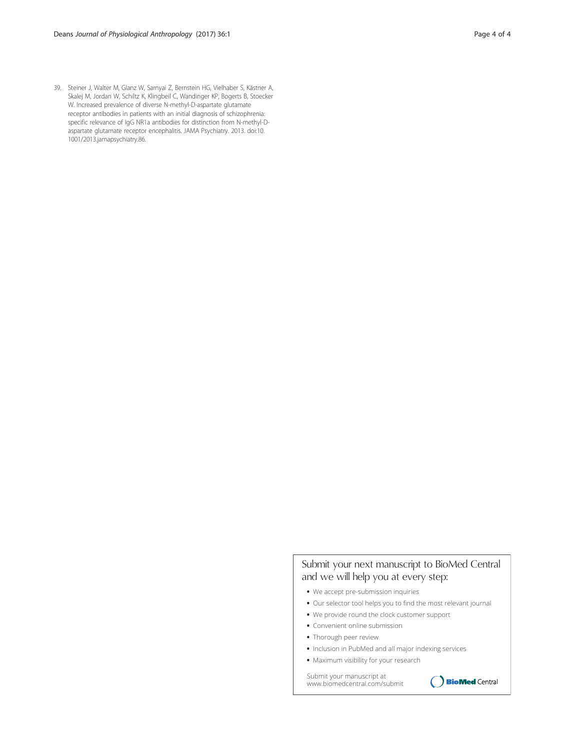39. Steiner J, Walter M, Glanz W, Sarnyai Z, Bernstein HG, Vielhaber S, Kästner A, Skalej M, Jordan W, Schiltz K, Klingbeil C, Wandinger KP, Bogerts B, Stoecker W. Increased prevalence of diverse N-methyl-D-aspartate glutamate receptor antibodies in patients with an initial diagnosis of schizophrenia: specific relevance of IgG NR1a antibodies for distinction from N-methyl-D-aspartate glutamate receptor encephalitis. JAMA Psychiatry. 2013. doi:10.1001/2013.jamapsychiatry.86.

Submit your next manuscript to BioMed Central and we will help you at every step:

- We accept pre-submission inquiries
- Our selector tool helps you to find the most relevant journal
- We provide round the clock customer support
- Convenient online submission
- Thorough peer review
- Inclusion in PubMed and all major indexing services
- Maximum visibility for your research

Submit your manuscript at
www.biomedcentral.com/submit

BioMed Central